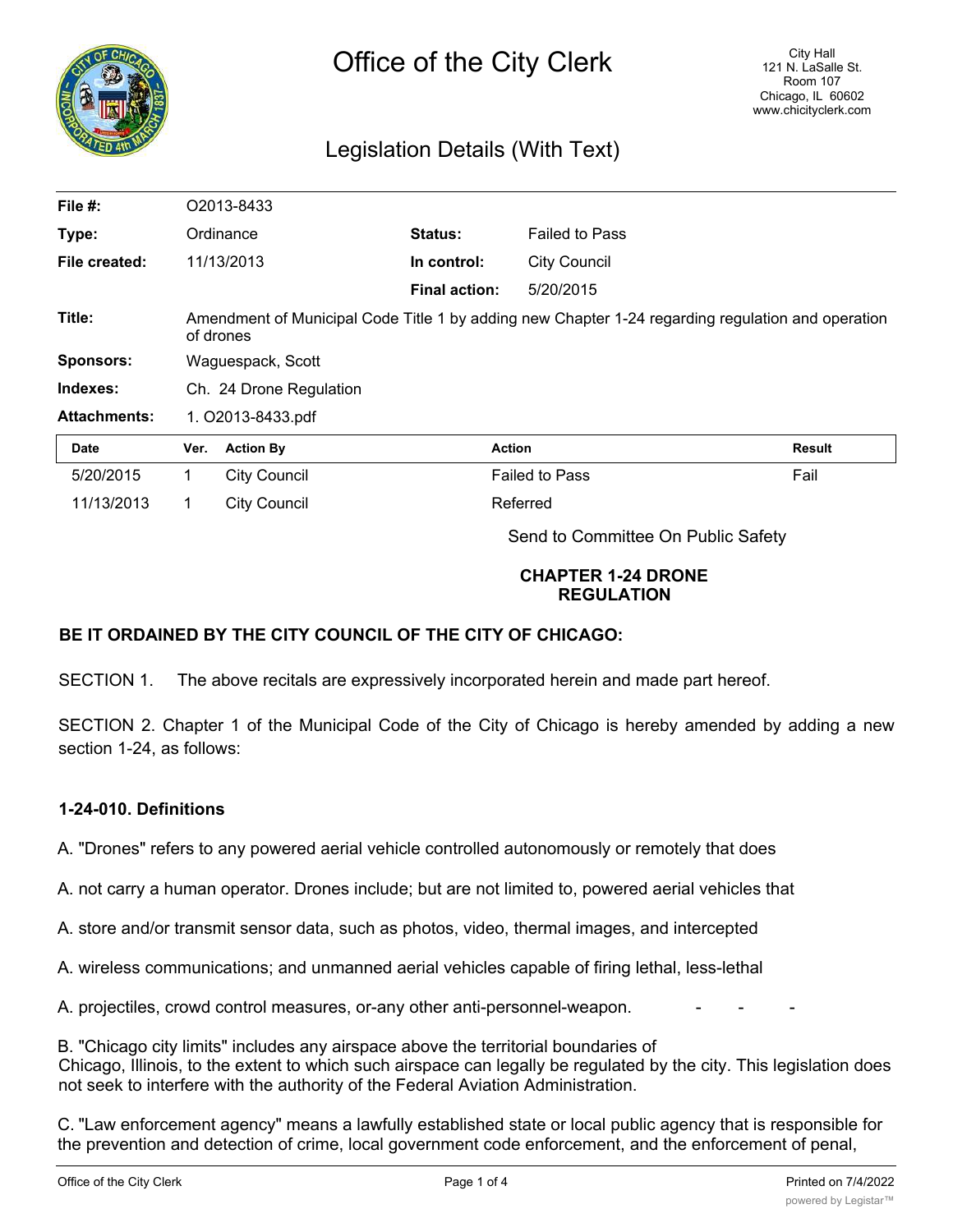# Office of the City Clerk

City Hall
121 N. LaSalle St.
Room 107
Chicago, IL 60602
www.chicityclerk.com

## Legislation Details (With Text)

| | | | |
|---|---|---|---|
| **File #:** | O2013-8433 | | |
| **Type:** | Ordinance | **Status:** | Failed to Pass |
| **File created:** | 11/13/2013 | **In control:** | City Council |
| | | **Final action:** | 5/20/2015 |
| **Title:** | Amendment of Municipal Code Title 1 by adding new Chapter 1-24 regarding regulation and operation of drones | | |
| **Sponsors:** | Waguespack, Scott | | |
| **Indexes:** | Ch. 24 Drone Regulation | | |
| **Attachments:** | 1. O2013-8433.pdf | | |

| Date | Ver. | Action By | Action | Result |
|---|---|---|---|---|
| 5/20/2015 | 1 | City Council | Failed to Pass | Fail |
| 11/13/2013 | 1 | City Council | Referred | |

Send to Committee On Public Safety

**CHAPTER 1-24 DRONE REGULATION**

**BE IT ORDAINED BY THE CITY COUNCIL OF THE CITY OF CHICAGO:**

SECTION 1. The above recitals are expressively incorporated herein and made part hereof.

SECTION 2. Chapter 1 of the Municipal Code of the City of Chicago is hereby amended by adding a new section 1-24, as follows:

**1-24-010. Definitions**

A. "Drones" refers to any powered aerial vehicle controlled autonomously or remotely that does

A. not carry a human operator. Drones include; but are not limited to, powered aerial vehicles that

A. store and/or transmit sensor data, such as photos, video, thermal images, and intercepted

A. wireless communications; and unmanned aerial vehicles capable of firing lethal, less-lethal

A. projectiles, crowd control measures, or-any other anti-personnel-weapon. - - -

B. "Chicago city limits" includes any airspace above the territorial boundaries of Chicago, Illinois, to the extent to which such airspace can legally be regulated by the city. This legislation does not seek to interfere with the authority of the Federal Aviation Administration.

C. "Law enforcement agency" means a lawfully established state or local public agency that is responsible for the prevention and detection of crime, local government code enforcement, and the enforcement of penal,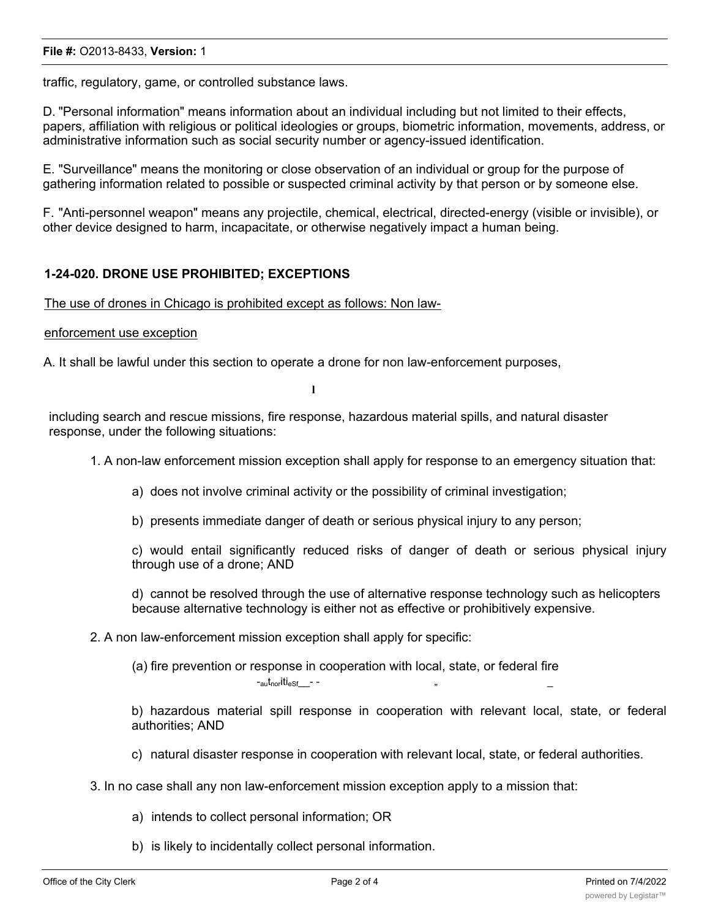traffic, regulatory, game, or controlled substance laws.

D. "Personal information" means information about an individual including but not limited to their effects, papers, affiliation with religious or political ideologies or groups, biometric information, movements, address, or administrative information such as social security number or agency-issued identification.

E. "Surveillance" means the monitoring or close observation of an individual or group for the purpose of gathering information related to possible or suspected criminal activity by that person or by someone else.

F. "Anti-personnel weapon" means any projectile, chemical, electrical, directed-energy (visible or invisible), or other device designed to harm, incapacitate, or otherwise negatively impact a human being.

### 1-24-020. DRONE USE PROHIBITED; EXCEPTIONS

The use of drones in Chicago is prohibited except as follows: Non law-enforcement use exception

A. It shall be lawful under this section to operate a drone for non law-enforcement purposes, including search and rescue missions, fire response, hazardous material spills, and natural disaster response, under the following situations:

1. A non-law enforcement mission exception shall apply for response to an emergency situation that:

   a) does not involve criminal activity or the possibility of criminal investigation;

   b) presents immediate danger of death or serious physical injury to any person;

   c) would entail significantly reduced risks of danger of death or serious physical injury through use of a drone; AND

   d) cannot be resolved through the use of alternative response technology such as helicopters because alternative technology is either not as effective or prohibitively expensive.

2. A non law-enforcement mission exception shall apply for specific:

   (a) fire prevention or response in cooperation with local, state, or federal fire authorities;

   b) hazardous material spill response in cooperation with relevant local, state, or federal authorities; AND

   c) natural disaster response in cooperation with relevant local, state, or federal authorities.

3. In no case shall any non law-enforcement mission exception apply to a mission that:

   a) intends to collect personal information; OR

   b) is likely to incidentally collect personal information.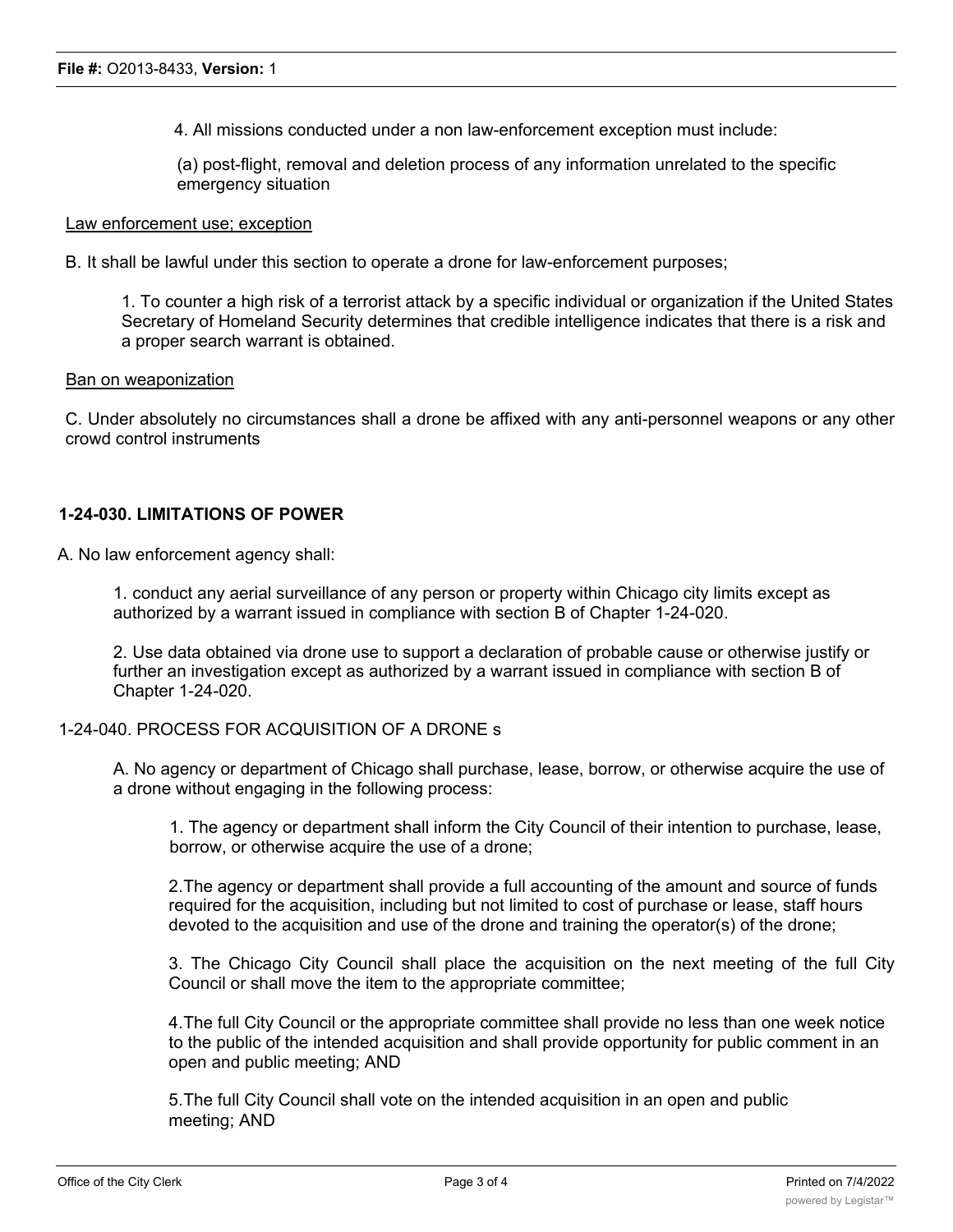4. All missions conducted under a non law-enforcement exception must include:

(a) post-flight, removal and deletion process of any information unrelated to the specific emergency situation

<u>Law enforcement use; exception</u>

B. It shall be lawful under this section to operate a drone for law-enforcement purposes;

1. To counter a high risk of a terrorist attack by a specific individual or organization if the United States Secretary of Homeland Security determines that credible intelligence indicates that there is a risk and a proper search warrant is obtained.

<u>Ban on weaponization</u>

C. Under absolutely no circumstances shall a drone be affixed with any anti-personnel weapons or any other crowd control instruments

**1-24-030. LIMITATIONS OF POWER**

A. No law enforcement agency shall:

1. conduct any aerial surveillance of any person or property within Chicago city limits except as authorized by a warrant issued in compliance with section B of Chapter 1-24-020.

2. Use data obtained via drone use to support a declaration of probable cause or otherwise justify or further an investigation except as authorized by a warrant issued in compliance with section B of Chapter 1-24-020.

1-24-040. PROCESS FOR ACQUISITION OF A DRONE s

A. No agency or department of Chicago shall purchase, lease, borrow, or otherwise acquire the use of a drone without engaging in the following process:

1. The agency or department shall inform the City Council of their intention to purchase, lease, borrow, or otherwise acquire the use of a drone;

2.The agency or department shall provide a full accounting of the amount and source of funds required for the acquisition, including but not limited to cost of purchase or lease, staff hours devoted to the acquisition and use of the drone and training the operator(s) of the drone;

3. The Chicago City Council shall place the acquisition on the next meeting of the full City Council or shall move the item to the appropriate committee;

4.The full City Council or the appropriate committee shall provide no less than one week notice to the public of the intended acquisition and shall provide opportunity for public comment in an open and public meeting; AND

5.The full City Council shall vote on the intended acquisition in an open and public meeting; AND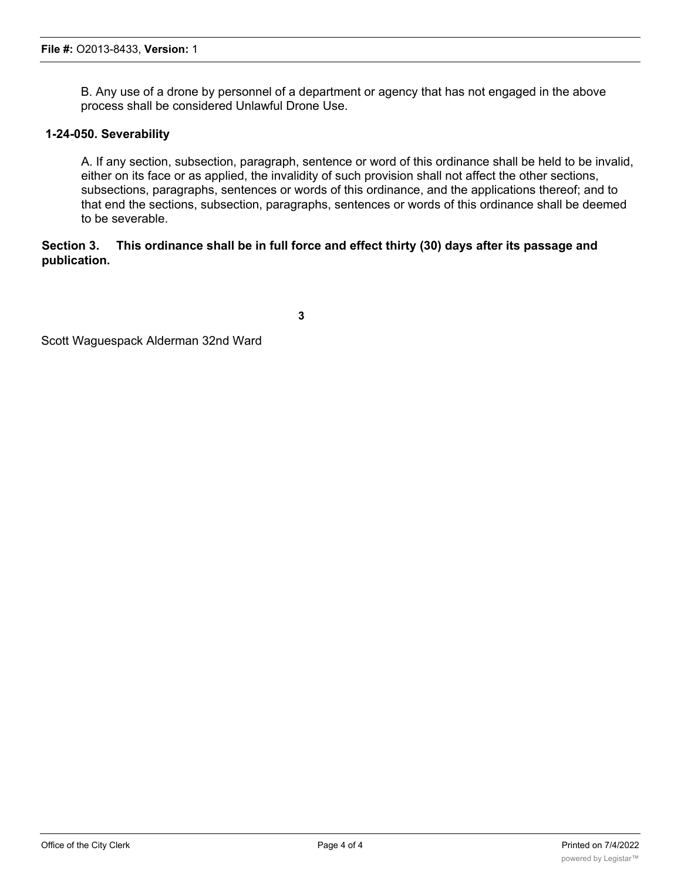B. Any use of a drone by personnel of a department or agency that has not engaged in the above process shall be considered Unlawful Drone Use.

**1-24-050. Severability**

A. If any section, subsection, paragraph, sentence or word of this ordinance shall be held to be invalid, either on its face or as applied, the invalidity of such provision shall not affect the other sections, subsections, paragraphs, sentences or words of this ordinance, and the applications thereof; and to that end the sections, subsection, paragraphs, sentences or words of this ordinance shall be deemed to be severable.

**Section 3. This ordinance shall be in full force and effect thirty (30) days after its passage and publication.**

**3**

Scott Waguespack Alderman 32nd Ward